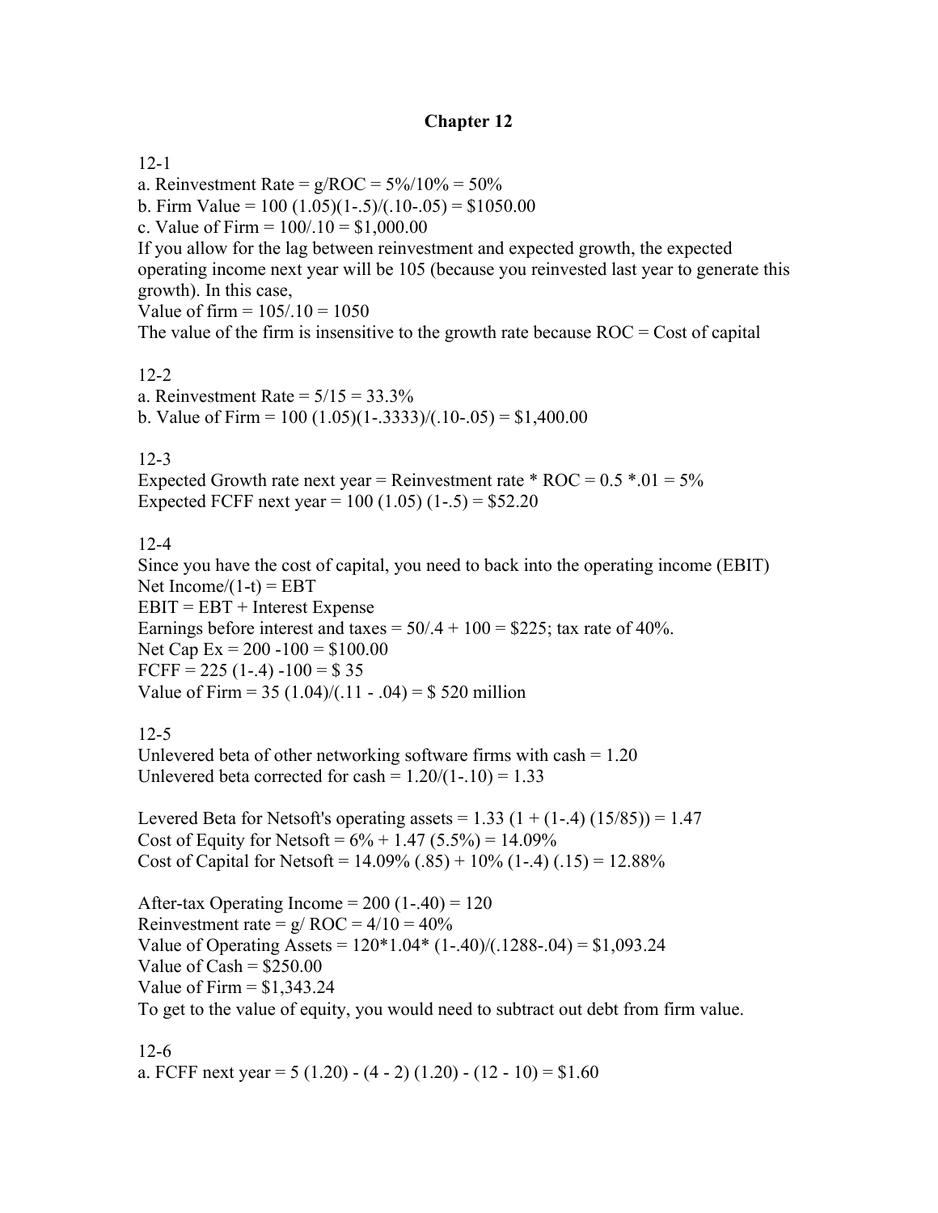# Chapter 12

12-1

a. Reinvestment Rate = g/ROC = 5%/10% = 50%

b. Firm Value = 100 (1.05)(1-.5)/(.10-.05) = $1050.00

c. Value of Firm = 100/.10 = $1,000.00

If you allow for the lag between reinvestment and expected growth, the expected operating income next year will be 105 (because you reinvested last year to generate this growth). In this case,

Value of firm = 105/.10 = 1050

The value of the firm is insensitive to the growth rate because ROC = Cost of capital

12-2

a. Reinvestment Rate = 5/15 = 33.3%

b. Value of Firm = 100 (1.05)(1-.3333)/(.10-.05) = $1,400.00

12-3

Expected Growth rate next year = Reinvestment rate * ROC = 0.5 *.01 = 5%

Expected FCFF next year = 100 (1.05) (1-.5) = $52.20

12-4

Since you have the cost of capital, you need to back into the operating income (EBIT)

Net Income/(1-t) = EBT

EBIT = EBT + Interest Expense

Earnings before interest and taxes = 50/.4 + 100 = $225; tax rate of 40%.

Net Cap Ex = 200 -100 = $100.00

FCFF = 225 (1-.4) -100 = $ 35

Value of Firm = 35 (1.04)/(.11 - .04) = $ 520 million

12-5

Unlevered beta of other networking software firms with cash = 1.20

Unlevered beta corrected for cash = 1.20/(1-.10) = 1.33

Levered Beta for Netsoft's operating assets = 1.33 (1 + (1-.4) (15/85)) = 1.47

Cost of Equity for Netsoft = 6% + 1.47 (5.5%) = 14.09%

Cost of Capital for Netsoft = 14.09% (.85) + 10% (1-.4) (.15) = 12.88%

After-tax Operating Income = 200 (1-.40) = 120

Reinvestment rate = g/ ROC = 4/10 = 40%

Value of Operating Assets = 120*1.04* (1-.40)/(.1288-.04) = $1,093.24

Value of Cash = $250.00

Value of Firm = $1,343.24

To get to the value of equity, you would need to subtract out debt from firm value.

12-6

a. FCFF next year = 5 (1.20) - (4 - 2) (1.20) - (12 - 10) = $1.60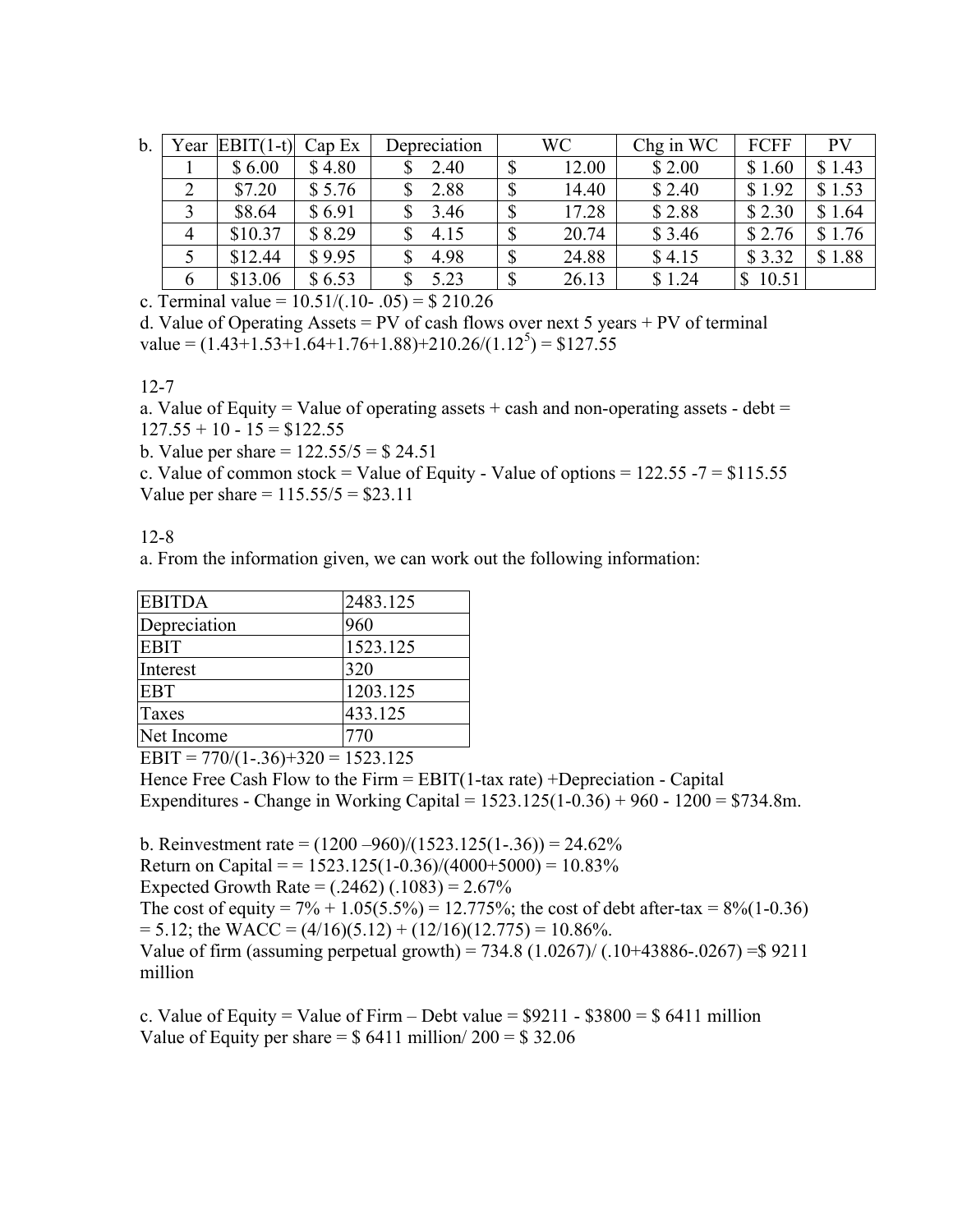b.

| Year | EBIT(1-t) | Cap Ex | Depreciation | WC | Chg in WC | FCFF | PV |
|---|---|---|---|---|---|---|---|
| 1 | $ 6.00 | $ 4.80 | $ 2.40 | $ 12.00 | $ 2.00 | $ 1.60 | $ 1.43 |
| 2 | $7.20 | $ 5.76 | $ 2.88 | $ 14.40 | $ 2.40 | $ 1.92 | $ 1.53 |
| 3 | $8.64 | $ 6.91 | $ 3.46 | $ 17.28 | $ 2.88 | $ 2.30 | $ 1.64 |
| 4 | $10.37 | $ 8.29 | $ 4.15 | $ 20.74 | $ 3.46 | $ 2.76 | $ 1.76 |
| 5 | $12.44 | $ 9.95 | $ 4.98 | $ 24.88 | $ 4.15 | $ 3.32 | $ 1.88 |
| 6 | $13.06 | $ 6.53 | $ 5.23 | $ 26.13 | $ 1.24 | $ 10.51 | |

c. Terminal value = 10.51/(.10- .05) = $ 210.26

d. Value of Operating Assets = PV of cash flows over next 5 years + PV of terminal value = (1.43+1.53+1.64+1.76+1.88)+210.26/($1.12^5$) = $127.55

12-7

a. Value of Equity = Value of operating assets + cash and non-operating assets - debt = 127.55 + 10 - 15 = $122.55

b. Value per share = 122.55/5 = $ 24.51

c. Value of common stock = Value of Equity - Value of options = 122.55 -7 = $115.55
Value per share = 115.55/5 = $23.11

12-8

a. From the information given, we can work out the following information:

| EBITDA | 2483.125 |
|---|---|
| Depreciation | 960 |
| EBIT | 1523.125 |
| Interest | 320 |
| EBT | 1203.125 |
| Taxes | 433.125 |
| Net Income | 770 |

EBIT = 770/(1-.36)+320 = 1523.125

Hence Free Cash Flow to the Firm = EBIT(1-tax rate) +Depreciation - Capital Expenditures - Change in Working Capital = 1523.125(1-0.36) + 960 - 1200 = $734.8m.

b. Reinvestment rate = (1200 –960)/(1523.125(1-.36)) = 24.62%

Return on Capital = = 1523.125(1-0.36)/(4000+5000) = 10.83%

Expected Growth Rate = (.2462) (.1083) = 2.67%

The cost of equity = 7% + 1.05(5.5%) = 12.775%; the cost of debt after-tax = 8%(1-0.36) = 5.12; the WACC = (4/16)(5.12) + (12/16)(12.775) = 10.86%.

Value of firm (assuming perpetual growth) = 734.8 (1.0267)/ (.10+43886-.0267) =$ 9211 million

c. Value of Equity = Value of Firm – Debt value = $9211 - $3800 = $ 6411 million

Value of Equity per share = $ 6411 million/ 200 = $ 32.06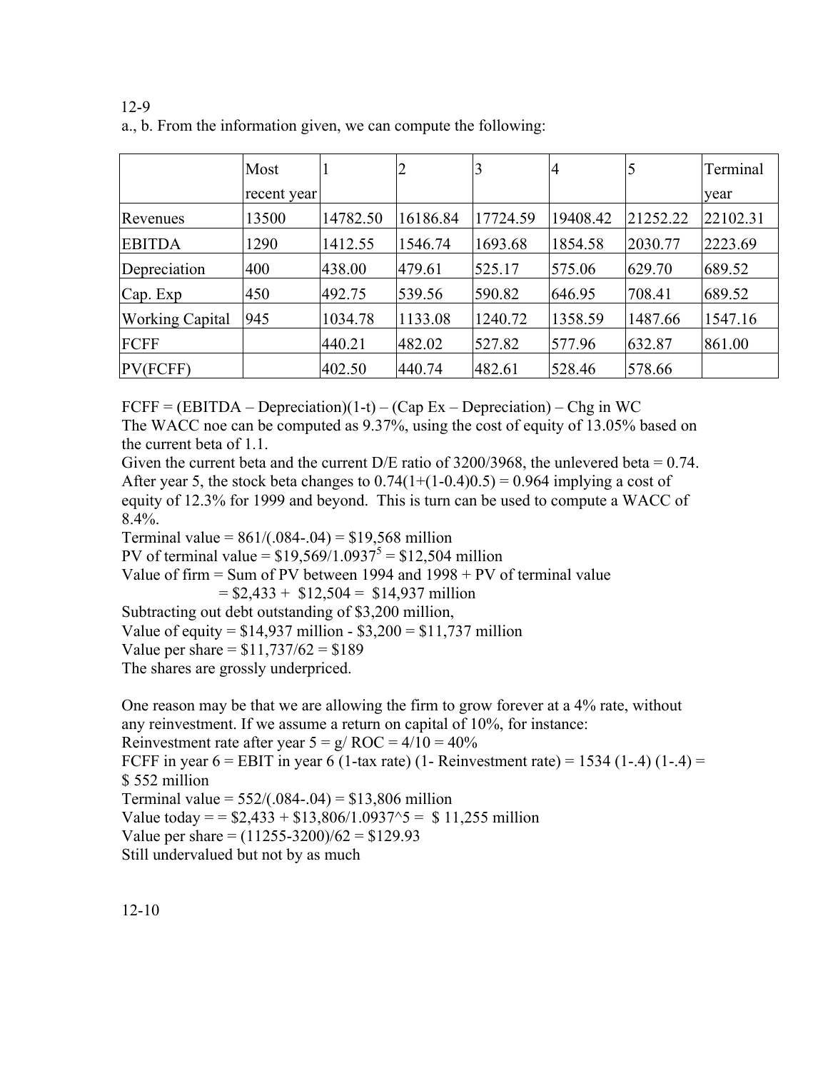12-9

a., b. From the information given, we can compute the following:

| | Most recent year | 1 | 2 | 3 | 4 | 5 | Terminal year |
|---|---|---|---|---|---|---|---|
| Revenues | 13500 | 14782.50 | 16186.84 | 17724.59 | 19408.42 | 21252.22 | 22102.31 |
| EBITDA | 1290 | 1412.55 | 1546.74 | 1693.68 | 1854.58 | 2030.77 | 2223.69 |
| Depreciation | 400 | 438.00 | 479.61 | 525.17 | 575.06 | 629.70 | 689.52 |
| Cap. Exp | 450 | 492.75 | 539.56 | 590.82 | 646.95 | 708.41 | 689.52 |
| Working Capital | 945 | 1034.78 | 1133.08 | 1240.72 | 1358.59 | 1487.66 | 1547.16 |
| FCFF | | 440.21 | 482.02 | 527.82 | 577.96 | 632.87 | 861.00 |
| PV(FCFF) | | 402.50 | 440.74 | 482.61 | 528.46 | 578.66 | |

FCFF = (EBITDA – Depreciation)(1-t) – (Cap Ex – Depreciation) – Chg in WC

The WACC noe can be computed as 9.37%, using the cost of equity of 13.05% based on the current beta of 1.1.

Given the current beta and the current D/E ratio of 3200/3968, the unlevered beta = 0.74.

After year 5, the stock beta changes to 0.74(1+(1-0.4)0.5) = 0.964 implying a cost of equity of 12.3% for 1999 and beyond. This is turn can be used to compute a WACC of 8.4%.

Terminal value = 861/(.084-.04) = $19,568 million

PV of terminal value = $\$19{,}569/1.0937^5$ = $12,504 million

Value of firm = Sum of PV between 1994 and 1998 + PV of terminal value
= $2,433 + $12,504 = $14,937 million

Subtracting out debt outstanding of $3,200 million,

Value of equity = $14,937 million - $3,200 = $11,737 million

Value per share = $11,737/62 = $189

The shares are grossly underpriced.

One reason may be that we are allowing the firm to grow forever at a 4% rate, without any reinvestment. If we assume a return on capital of 10%, for instance:

Reinvestment rate after year 5 = g/ ROC = 4/10 = 40%

FCFF in year 6 = EBIT in year 6 (1-tax rate) (1- Reinvestment rate) = 1534 (1-.4) (1-.4) = $ 552 million

Terminal value = 552/(.084-.04) = $13,806 million

Value today = = $2,433 + $13,806/1.0937^5 = $ 11,255 million

Value per share = (11255-3200)/62 = $129.93

Still undervalued but not by as much

12-10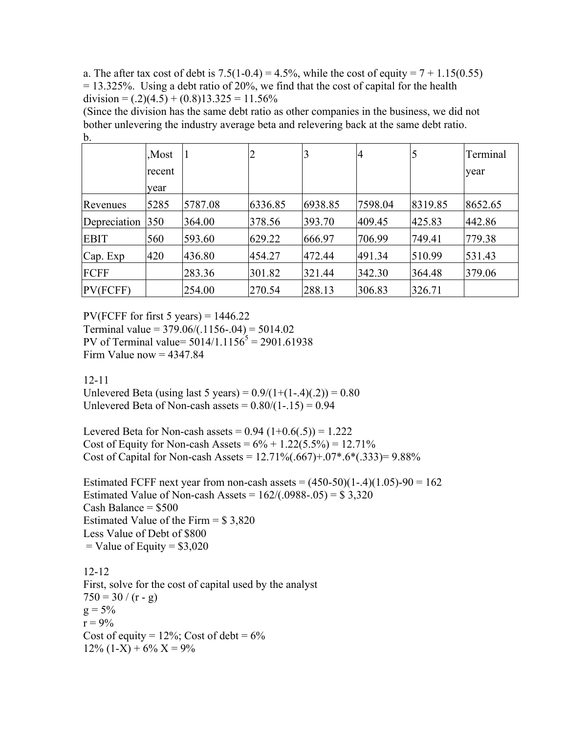a. The after tax cost of debt is 7.5(1-0.4) = 4.5%, while the cost of equity = 7 + 1.15(0.55) = 13.325%. Using a debt ratio of 20%, we find that the cost of capital for the health division = (.2)(4.5) + (0.8)13.325 = 11.56%

(Since the division has the same debt ratio as other companies in the business, we did not bother unlevering the industry average beta and relevering back at the same debt ratio.

b.

| | ,Most recent year | 1 | 2 | 3 | 4 | 5 | Terminal year |
|---|---|---|---|---|---|---|---|
| Revenues | 5285 | 5787.08 | 6336.85 | 6938.85 | 7598.04 | 8319.85 | 8652.65 |
| Depreciation | 350 | 364.00 | 378.56 | 393.70 | 409.45 | 425.83 | 442.86 |
| EBIT | 560 | 593.60 | 629.22 | 666.97 | 706.99 | 749.41 | 779.38 |
| Cap. Exp | 420 | 436.80 | 454.27 | 472.44 | 491.34 | 510.99 | 531.43 |
| FCFF | | 283.36 | 301.82 | 321.44 | 342.30 | 364.48 | 379.06 |
| PV(FCFF) | | 254.00 | 270.54 | 288.13 | 306.83 | 326.71 | |

PV(FCFF for first 5 years) = 1446.22

Terminal value = 379.06/(.1156-.04) = 5014.02

PV of Terminal value= $5014/1.1156^5$ = 2901.61938

Firm Value now = 4347.84

12-11

Unlevered Beta (using last 5 years) = 0.9/(1+(1-.4)(.2)) = 0.80

Unlevered Beta of Non-cash assets = 0.80/(1-.15) = 0.94

Levered Beta for Non-cash assets = 0.94 (1+0.6(.5)) = 1.222

Cost of Equity for Non-cash Assets = 6% + 1.22(5.5%) = 12.71%

Cost of Capital for Non-cash Assets = 12.71%(.667)+.07*.6*(.333)= 9.88%

Estimated FCFF next year from non-cash assets = (450-50)(1-.4)(1.05)-90 = 162

Estimated Value of Non-cash Assets = 162/(.0988-.05) = $ 3,320

Cash Balance = $500

Estimated Value of the Firm = $ 3,820

Less Value of Debt of $800

= Value of Equity = $3,020

12-12

First, solve for the cost of capital used by the analyst

750 = 30 / (r - g)

g = 5%

r = 9%

Cost of equity = 12%; Cost of debt = 6%

12% (1-X) + 6% X = 9%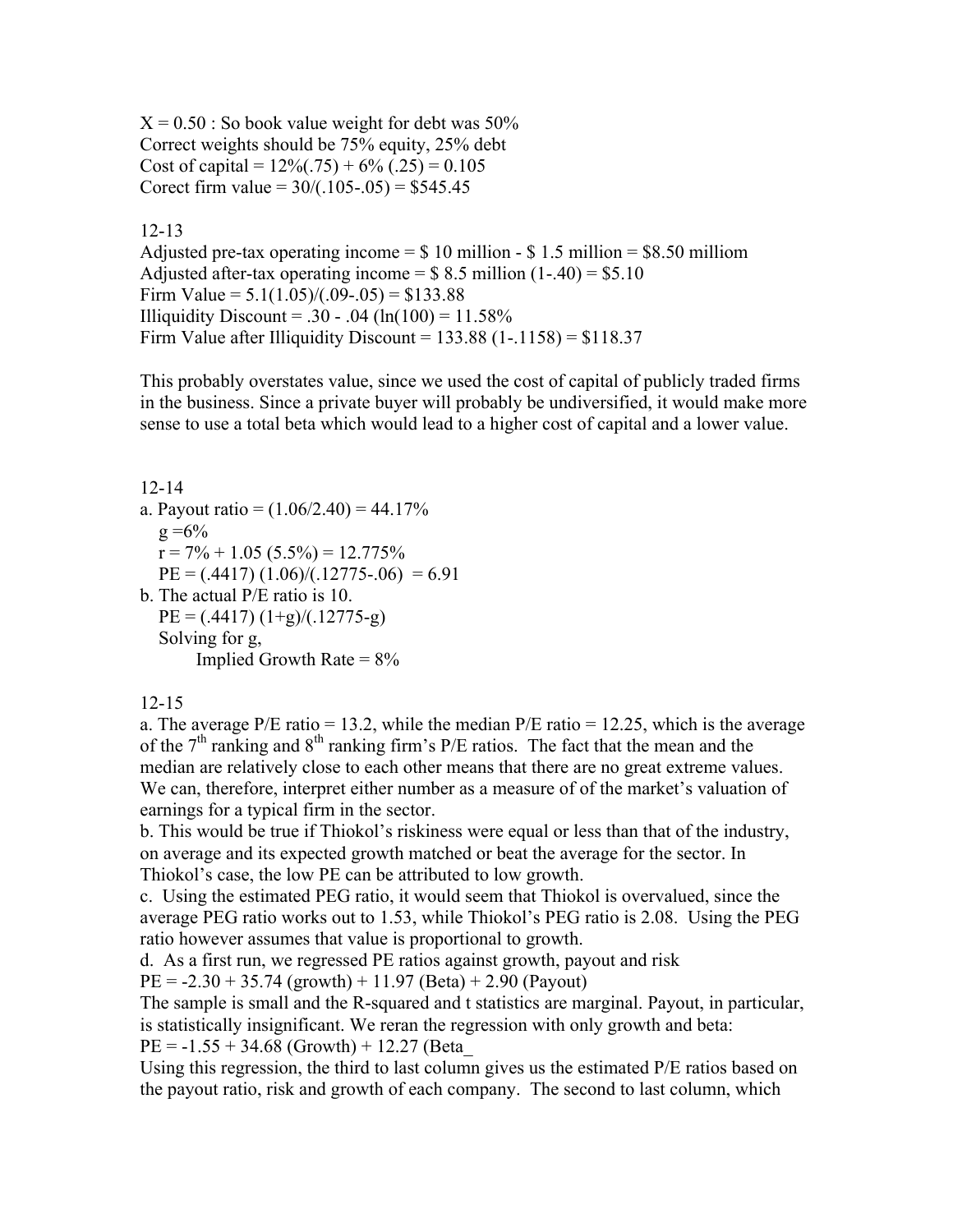X = 0.50 : So book value weight for debt was 50%
Correct weights should be 75% equity, 25% debt
Cost of capital = 12%(.75) + 6% (.25) = 0.105
Corect firm value = 30/(.105-.05) = $545.45

12-13
Adjusted pre-tax operating income = $ 10 million - $ 1.5 million = $8.50 milliom
Adjusted after-tax operating income = $ 8.5 million (1-.40) = $5.10
Firm Value = 5.1(1.05)/(.09-.05) = $133.88
Illiquidity Discount = .30 - .04 (ln(100) = 11.58%
Firm Value after Illiquidity Discount = 133.88 (1-.1158) = $118.37

This probably overstates value, since we used the cost of capital of publicly traded firms in the business. Since a private buyer will probably be undiversified, it would make more sense to use a total beta which would lead to a higher cost of capital and a lower value.

12-14
a. Payout ratio = (1.06/2.40) = 44.17%
   g =6%
   r = 7% + 1.05 (5.5%) = 12.775%
   PE = (.4417) (1.06)/(.12775-.06) = 6.91
b. The actual P/E ratio is 10.
   PE = (.4417) (1+g)/(.12775-g)
   Solving for g,
   Implied Growth Rate = 8%

12-15
a. The average P/E ratio = 13.2, while the median P/E ratio = 12.25, which is the average of the 7th ranking and 8th ranking firm's P/E ratios. The fact that the mean and the median are relatively close to each other means that there are no great extreme values. We can, therefore, interpret either number as a measure of of the market's valuation of earnings for a typical firm in the sector.
b. This would be true if Thiokol's riskiness were equal or less than that of the industry, on average and its expected growth matched or beat the average for the sector. In Thiokol's case, the low PE can be attributed to low growth.
c. Using the estimated PEG ratio, it would seem that Thiokol is overvalued, since the average PEG ratio works out to 1.53, while Thiokol's PEG ratio is 2.08. Using the PEG ratio however assumes that value is proportional to growth.
d. As a first run, we regressed PE ratios against growth, payout and risk
PE = -2.30 + 35.74 (growth) + 11.97 (Beta) + 2.90 (Payout)
The sample is small and the R-squared and t statistics are marginal. Payout, in particular, is statistically insignificant. We reran the regression with only growth and beta:
PE = -1.55 + 34.68 (Growth) + 12.27 (Beta_
Using this regression, the third to last column gives us the estimated P/E ratios based on the payout ratio, risk and growth of each company. The second to last column, which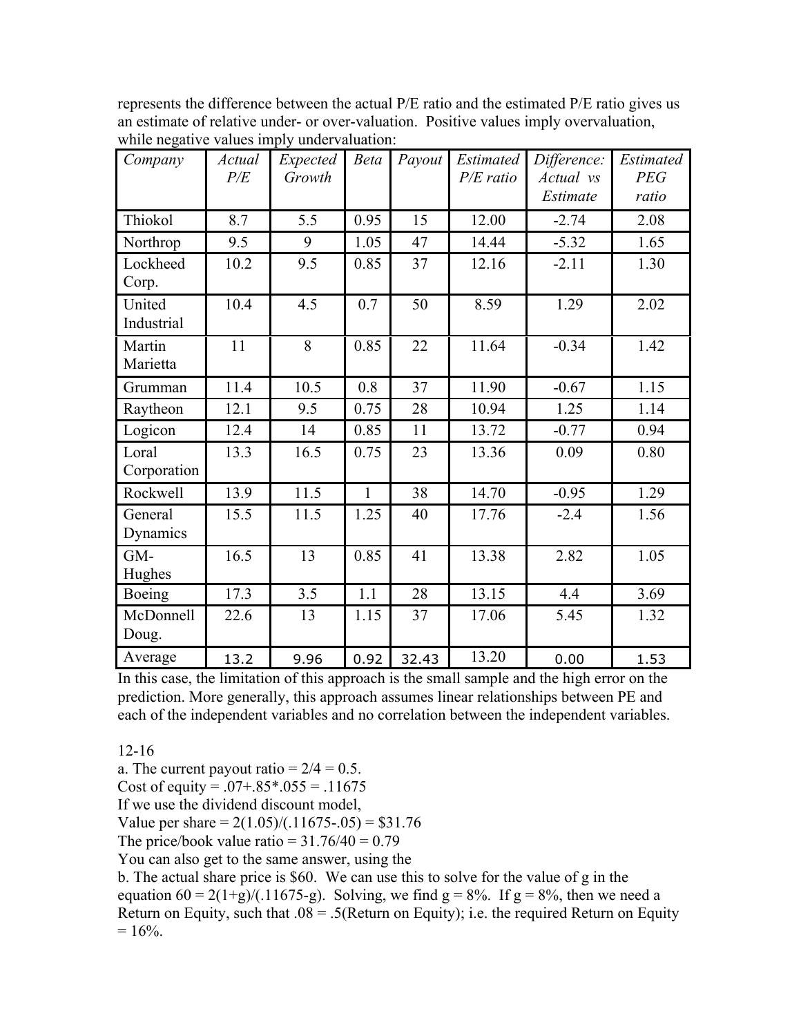represents the difference between the actual P/E ratio and the estimated P/E ratio gives us an estimate of relative under- or over-valuation. Positive values imply overvaluation, while negative values imply undervaluation:

| *Company* | *Actual P/E* | *Expected Growth* | *Beta* | *Payout* | *Estimated P/E ratio* | *Difference: Actual vs Estimate* | *Estimated PEG ratio* |
|---|---|---|---|---|---|---|---|
| Thiokol | 8.7 | 5.5 | 0.95 | 15 | 12.00 | -2.74 | 2.08 |
| Northrop | 9.5 | 9 | 1.05 | 47 | 14.44 | -5.32 | 1.65 |
| Lockheed Corp. | 10.2 | 9.5 | 0.85 | 37 | 12.16 | -2.11 | 1.30 |
| United Industrial | 10.4 | 4.5 | 0.7 | 50 | 8.59 | 1.29 | 2.02 |
| Martin Marietta | 11 | 8 | 0.85 | 22 | 11.64 | -0.34 | 1.42 |
| Grumman | 11.4 | 10.5 | 0.8 | 37 | 11.90 | -0.67 | 1.15 |
| Raytheon | 12.1 | 9.5 | 0.75 | 28 | 10.94 | 1.25 | 1.14 |
| Logicon | 12.4 | 14 | 0.85 | 11 | 13.72 | -0.77 | 0.94 |
| Loral Corporation | 13.3 | 16.5 | 0.75 | 23 | 13.36 | 0.09 | 0.80 |
| Rockwell | 13.9 | 11.5 | 1 | 38 | 14.70 | -0.95 | 1.29 |
| General Dynamics | 15.5 | 11.5 | 1.25 | 40 | 17.76 | -2.4 | 1.56 |
| GM-Hughes | 16.5 | 13 | 0.85 | 41 | 13.38 | 2.82 | 1.05 |
| Boeing | 17.3 | 3.5 | 1.1 | 28 | 13.15 | 4.4 | 3.69 |
| McDonnell Doug. | 22.6 | 13 | 1.15 | 37 | 17.06 | 5.45 | 1.32 |
| Average | 13.2 | 9.96 | 0.92 | 32.43 | 13.20 | 0.00 | 1.53 |

In this case, the limitation of this approach is the small sample and the high error on the prediction. More generally, this approach assumes linear relationships between PE and each of the independent variables and no correlation between the independent variables.

12-16

a. The current payout ratio = 2/4 = 0.5.

Cost of equity = .07+.85*.055 = .11675

If we use the dividend discount model,

Value per share = 2(1.05)/(.11675-.05) = $31.76

The price/book value ratio = 31.76/40 = 0.79

You can also get to the same answer, using the

b. The actual share price is $60. We can use this to solve for the value of g in the equation 60 = 2(1+g)/(.11675-g). Solving, we find g = 8%. If g = 8%, then we need a Return on Equity, such that .08 = .5(Return on Equity); i.e. the required Return on Equity = 16%.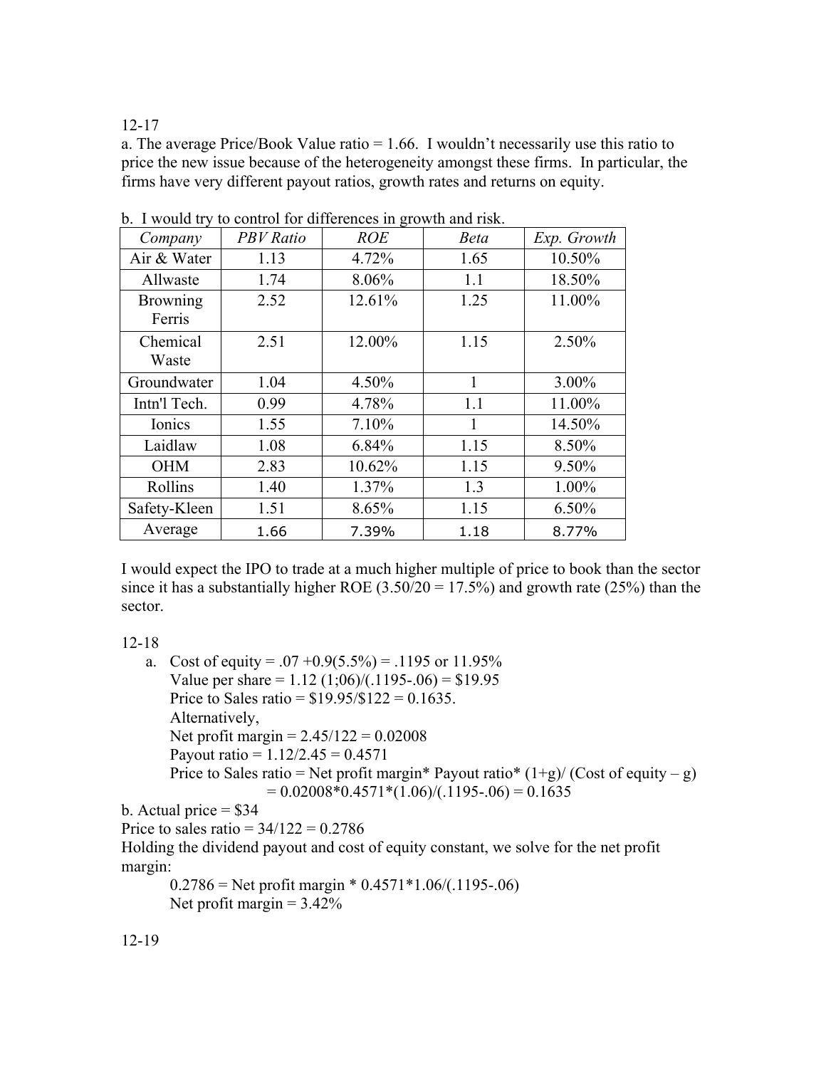12-17

a. The average Price/Book Value ratio = 1.66. I wouldn't necessarily use this ratio to price the new issue because of the heterogeneity amongst these firms. In particular, the firms have very different payout ratios, growth rates and returns on equity.

b. I would try to control for differences in growth and risk.

| *Company* | *PBV Ratio* | *ROE* | *Beta* | *Exp. Growth* |
|---|---|---|---|---|
| Air & Water | 1.13 | 4.72% | 1.65 | 10.50% |
| Allwaste | 1.74 | 8.06% | 1.1 | 18.50% |
| Browning Ferris | 2.52 | 12.61% | 1.25 | 11.00% |
| Chemical Waste | 2.51 | 12.00% | 1.15 | 2.50% |
| Groundwater | 1.04 | 4.50% | 1 | 3.00% |
| Intn'l Tech. | 0.99 | 4.78% | 1.1 | 11.00% |
| Ionics | 1.55 | 7.10% | 1 | 14.50% |
| Laidlaw | 1.08 | 6.84% | 1.15 | 8.50% |
| OHM | 2.83 | 10.62% | 1.15 | 9.50% |
| Rollins | 1.40 | 1.37% | 1.3 | 1.00% |
| Safety-Kleen | 1.51 | 8.65% | 1.15 | 6.50% |
| Average | 1.66 | 7.39% | 1.18 | 8.77% |

I would expect the IPO to trade at a much higher multiple of price to book than the sector since it has a substantially higher ROE (3.50/20 = 17.5%) and growth rate (25%) than the sector.

12-18

a. Cost of equity = .07 +0.9(5.5%) = .1195 or 11.95%
   Value per share = 1.12 (1;06)/(.1195-.06) = $19.95
   Price to Sales ratio = $19.95/$122 = 0.1635.
   Alternatively,
   Net profit margin = 2.45/122 = 0.02008
   Payout ratio = 1.12/2.45 = 0.4571
   Price to Sales ratio = Net profit margin* Payout ratio* (1+g)/ (Cost of equity – g)
   = 0.02008*0.4571*(1.06)/(.1195-.06) = 0.1635

b. Actual price = $34

Price to sales ratio = 34/122 = 0.2786

Holding the dividend payout and cost of equity constant, we solve for the net profit margin:

0.2786 = Net profit margin * 0.4571*1.06/(.1195-.06)

Net profit margin = 3.42%

12-19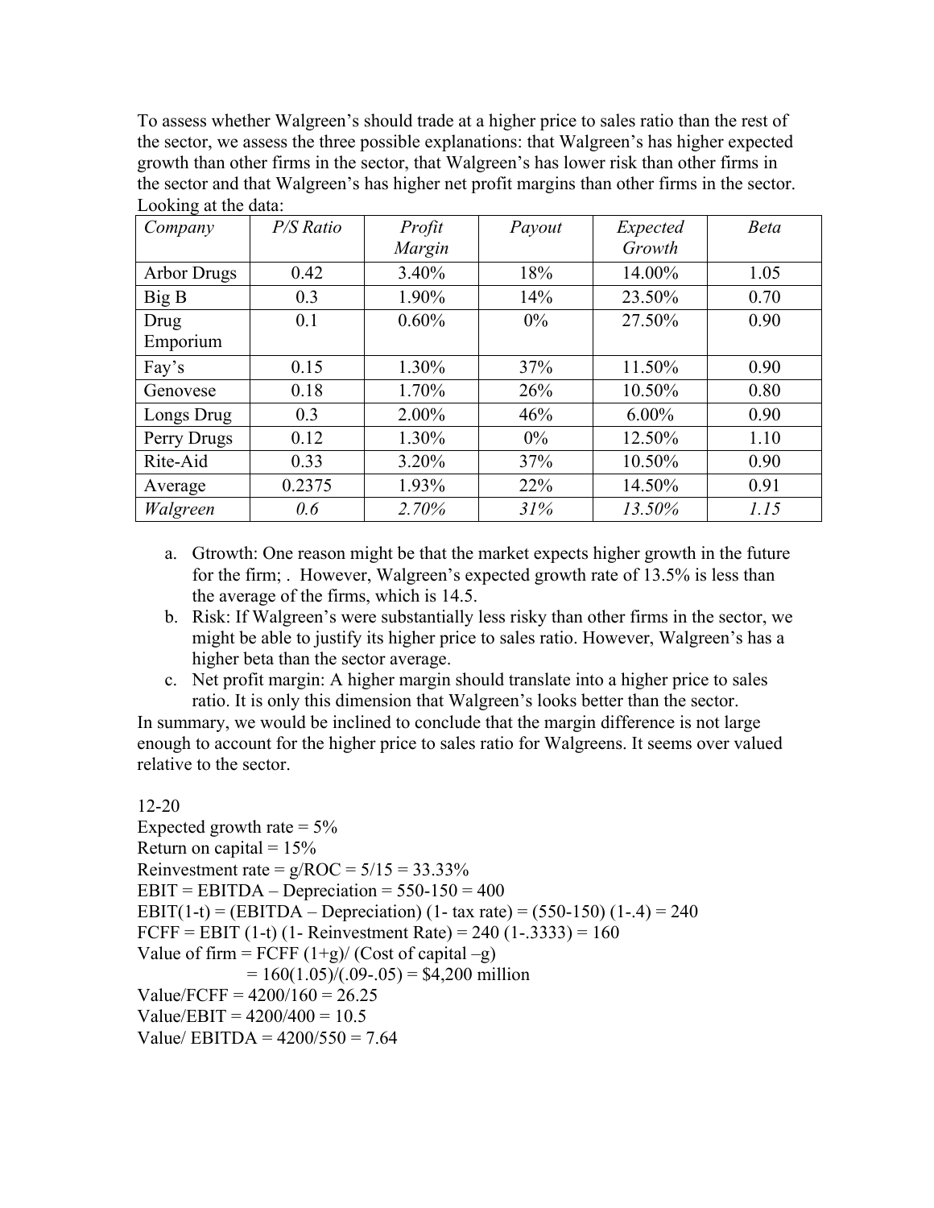To assess whether Walgreen's should trade at a higher price to sales ratio than the rest of the sector, we assess the three possible explanations: that Walgreen's has higher expected growth than other firms in the sector, that Walgreen's has lower risk than other firms in the sector and that Walgreen's has higher net profit margins than other firms in the sector. Looking at the data:

| *Company* | *P/S Ratio* | *Profit Margin* | *Payout* | *Expected Growth* | *Beta* |
|---|---|---|---|---|---|
| Arbor Drugs | 0.42 | 3.40% | 18% | 14.00% | 1.05 |
| Big B | 0.3 | 1.90% | 14% | 23.50% | 0.70 |
| Drug Emporium | 0.1 | 0.60% | 0% | 27.50% | 0.90 |
| Fay's | 0.15 | 1.30% | 37% | 11.50% | 0.90 |
| Genovese | 0.18 | 1.70% | 26% | 10.50% | 0.80 |
| Longs Drug | 0.3 | 2.00% | 46% | 6.00% | 0.90 |
| Perry Drugs | 0.12 | 1.30% | 0% | 12.50% | 1.10 |
| Rite-Aid | 0.33 | 3.20% | 37% | 10.50% | 0.90 |
| Average | 0.2375 | 1.93% | 22% | 14.50% | 0.91 |
| *Walgreen* | *0.6* | *2.70%* | *31%* | *13.50%* | *1.15* |

a. Gtrowth: One reason might be that the market expects higher growth in the future for the firm; . However, Walgreen's expected growth rate of 13.5% is less than the average of the firms, which is 14.5.
b. Risk: If Walgreen's were substantially less risky than other firms in the sector, we might be able to justify its higher price to sales ratio. However, Walgreen's has a higher beta than the sector average.
c. Net profit margin: A higher margin should translate into a higher price to sales ratio. It is only this dimension that Walgreen's looks better than the sector.

In summary, we would be inclined to conclude that the margin difference is not large enough to account for the higher price to sales ratio for Walgreens. It seems over valued relative to the sector.

12-20

Expected growth rate = 5%

Return on capital = 15%

Reinvestment rate = g/ROC = 5/15 = 33.33%

EBIT = EBITDA – Depreciation = 550-150 = 400

EBIT(1-t) = (EBITDA – Depreciation) (1- tax rate) = (550-150) (1-.4) = 240

FCFF = EBIT (1-t) (1- Reinvestment Rate) = 240 (1-.3333) = 160

Value of firm = FCFF (1+g)/ (Cost of capital –g)

= 160(1.05)/(.09-.05) = $4,200 million

Value/FCFF = 4200/160 = 26.25

Value/EBIT = 4200/400 = 10.5

Value/ EBITDA = 4200/550 = 7.64